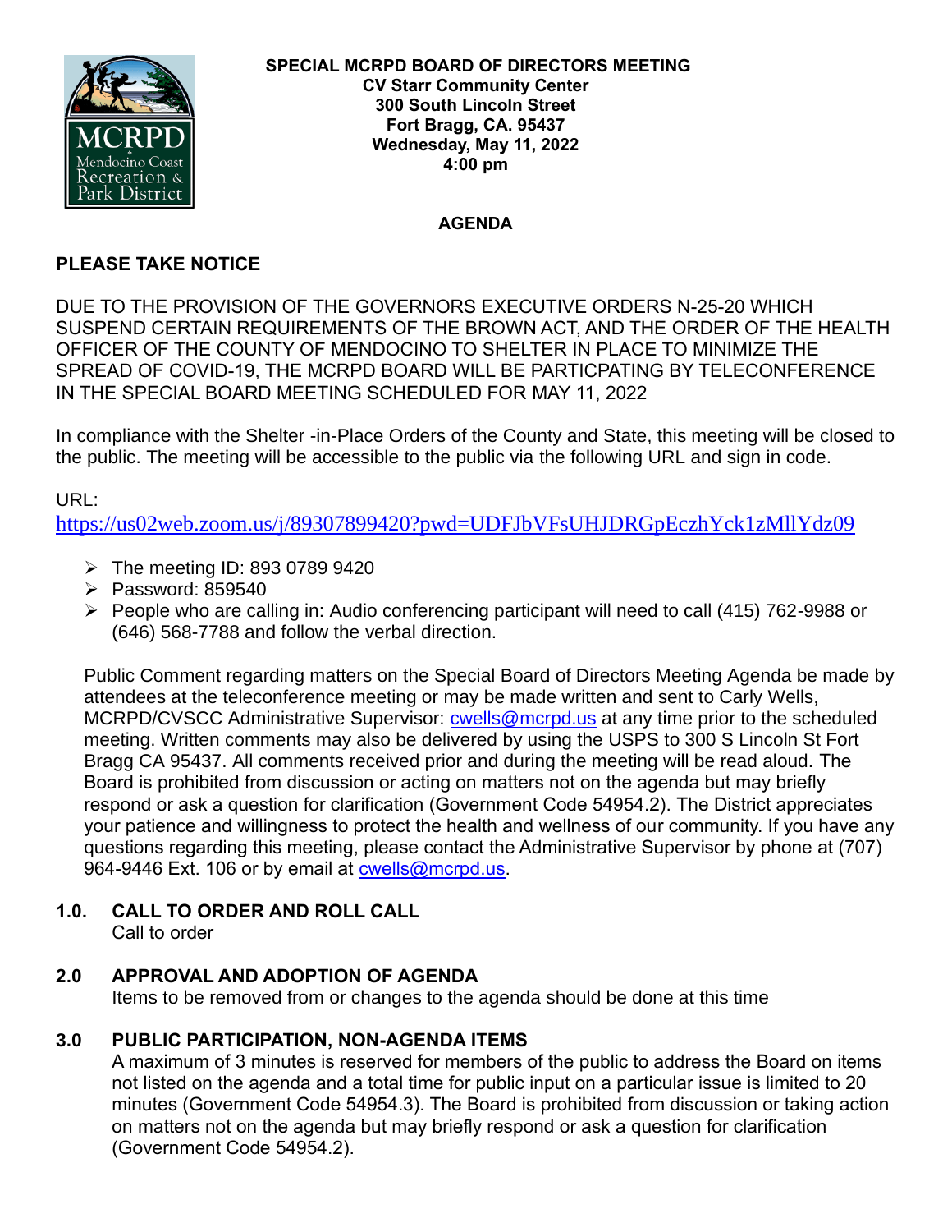**SPECIAL MCRPD BOARD OF DIRECTORS MEETING**
**CV Starr Community Center**
**300 South Lincoln Street**
**Fort Bragg, CA. 95437**
**Wednesday, May 11, 2022**
**4:00 pm**

**AGENDA**

## PLEASE TAKE NOTICE

DUE TO THE PROVISION OF THE GOVERNORS EXECUTIVE ORDERS N-25-20 WHICH SUSPEND CERTAIN REQUIREMENTS OF THE BROWN ACT, AND THE ORDER OF THE HEALTH OFFICER OF THE COUNTY OF MENDOCINO TO SHELTER IN PLACE TO MINIMIZE THE SPREAD OF COVID-19, THE MCRPD BOARD WILL BE PARTICPATING BY TELECONFERENCE IN THE SPECIAL BOARD MEETING SCHEDULED FOR MAY 11, 2022

In compliance with the Shelter -in-Place Orders of the County and State, this meeting will be closed to the public. The meeting will be accessible to the public via the following URL and sign in code.

URL:
https://us02web.zoom.us/j/89307899420?pwd=UDFJbVFsUHJDRGpEczhYck1zMllYdz09

- The meeting ID: 893 0789 9420
- Password: 859540
- People who are calling in: Audio conferencing participant will need to call (415) 762-9988 or (646) 568-7788 and follow the verbal direction.

Public Comment regarding matters on the Special Board of Directors Meeting Agenda be made by attendees at the teleconference meeting or may be made written and sent to Carly Wells, MCRPD/CVSCC Administrative Supervisor: cwells@mcrpd.us at any time prior to the scheduled meeting. Written comments may also be delivered by using the USPS to 300 S Lincoln St Fort Bragg CA 95437. All comments received prior and during the meeting will be read aloud. The Board is prohibited from discussion or acting on matters not on the agenda but may briefly respond or ask a question for clarification (Government Code 54954.2). The District appreciates your patience and willingness to protect the health and wellness of our community. If you have any questions regarding this meeting, please contact the Administrative Supervisor by phone at (707) 964-9446 Ext. 106 or by email at cwells@mcrpd.us.

## 1.0. CALL TO ORDER AND ROLL CALL

Call to order

## 2.0 APPROVAL AND ADOPTION OF AGENDA

Items to be removed from or changes to the agenda should be done at this time

## 3.0 PUBLIC PARTICIPATION, NON-AGENDA ITEMS

A maximum of 3 minutes is reserved for members of the public to address the Board on items not listed on the agenda and a total time for public input on a particular issue is limited to 20 minutes (Government Code 54954.3). The Board is prohibited from discussion or taking action on matters not on the agenda but may briefly respond or ask a question for clarification (Government Code 54954.2).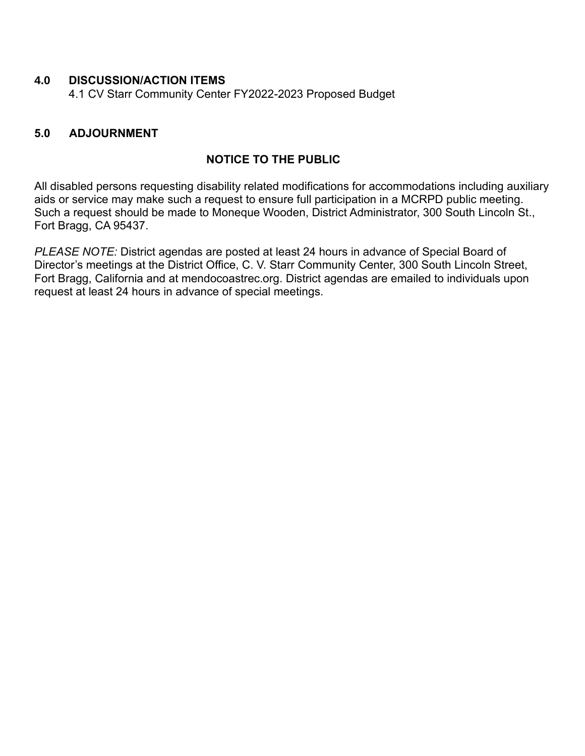**4.0 DISCUSSION/ACTION ITEMS**

4.1 CV Starr Community Center FY2022-2023 Proposed Budget

**5.0 ADJOURNMENT**

**NOTICE TO THE PUBLIC**

All disabled persons requesting disability related modifications for accommodations including auxiliary aids or service may make such a request to ensure full participation in a MCRPD public meeting. Such a request should be made to Moneque Wooden, District Administrator, 300 South Lincoln St., Fort Bragg, CA 95437.

*PLEASE NOTE:* District agendas are posted at least 24 hours in advance of Special Board of Director's meetings at the District Office, C. V. Starr Community Center, 300 South Lincoln Street, Fort Bragg, California and at mendocoastrec.org. District agendas are emailed to individuals upon request at least 24 hours in advance of special meetings.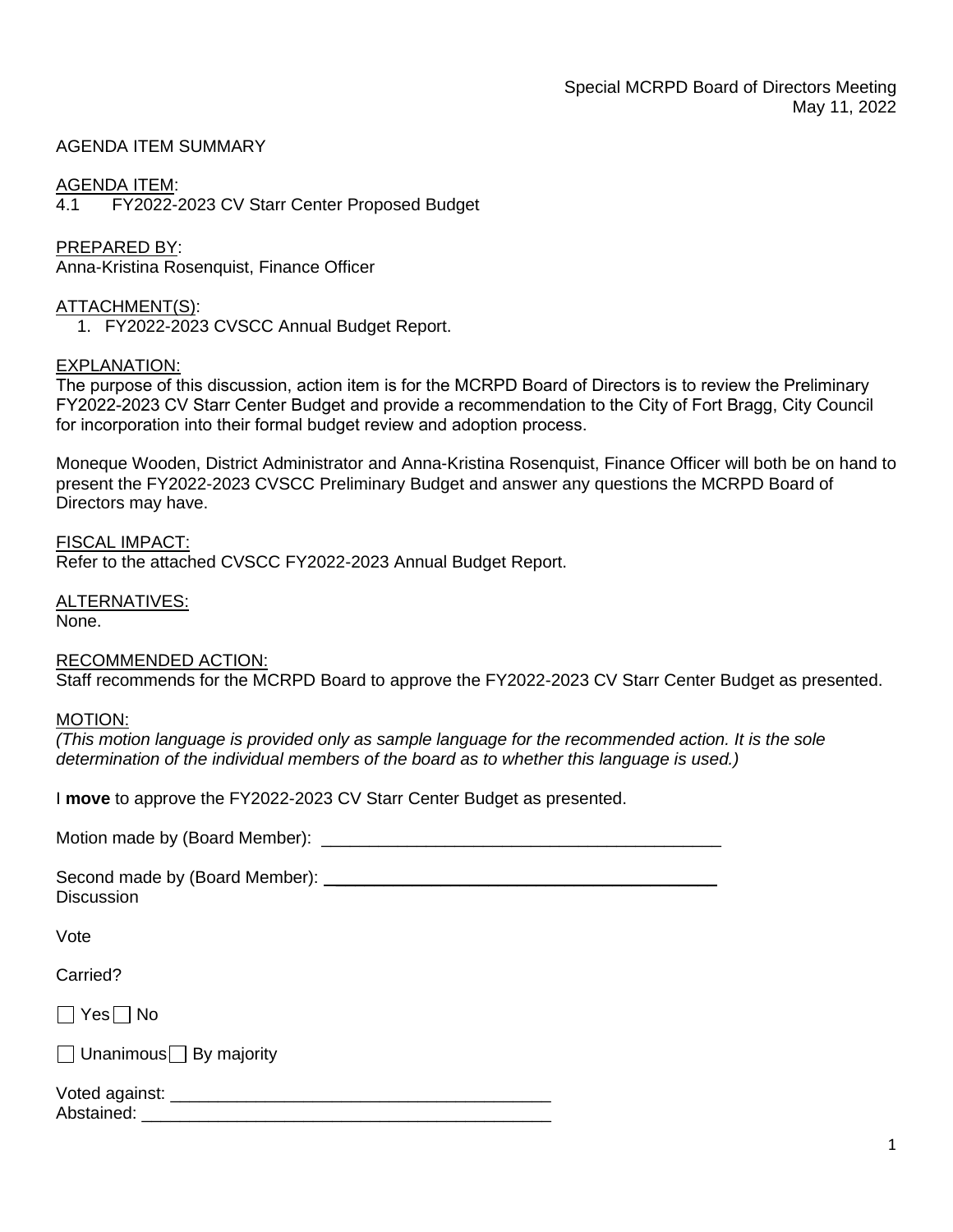Special MCRPD Board of Directors Meeting
May 11, 2022

AGENDA ITEM SUMMARY

AGENDA ITEM:
4.1 FY2022-2023 CV Starr Center Proposed Budget

PREPARED BY:
Anna-Kristina Rosenquist, Finance Officer

ATTACHMENT(S):

1. FY2022-2023 CVSCC Annual Budget Report.

EXPLANATION:
The purpose of this discussion, action item is for the MCRPD Board of Directors is to review the Preliminary FY2022-2023 CV Starr Center Budget and provide a recommendation to the City of Fort Bragg, City Council for incorporation into their formal budget review and adoption process.

Moneque Wooden, District Administrator and Anna-Kristina Rosenquist, Finance Officer will both be on hand to present the FY2022-2023 CVSCC Preliminary Budget and answer any questions the MCRPD Board of Directors may have.

FISCAL IMPACT:
Refer to the attached CVSCC FY2022-2023 Annual Budget Report.

ALTERNATIVES:
None.

RECOMMENDED ACTION:
Staff recommends for the MCRPD Board to approve the FY2022-2023 CV Starr Center Budget as presented.

MOTION:
*(This motion language is provided only as sample language for the recommended action. It is the sole determination of the individual members of the board as to whether this language is used.)*

I **move** to approve the FY2022-2023 CV Starr Center Budget as presented.

Motion made by (Board Member): ___________________________________________

Second made by (Board Member): ___________________________________________
Discussion

Vote

Carried?

☐ Yes ☐ No

☐ Unanimous ☐ By majority

Voted against: ________________________________________
Abstained: ___________________________________________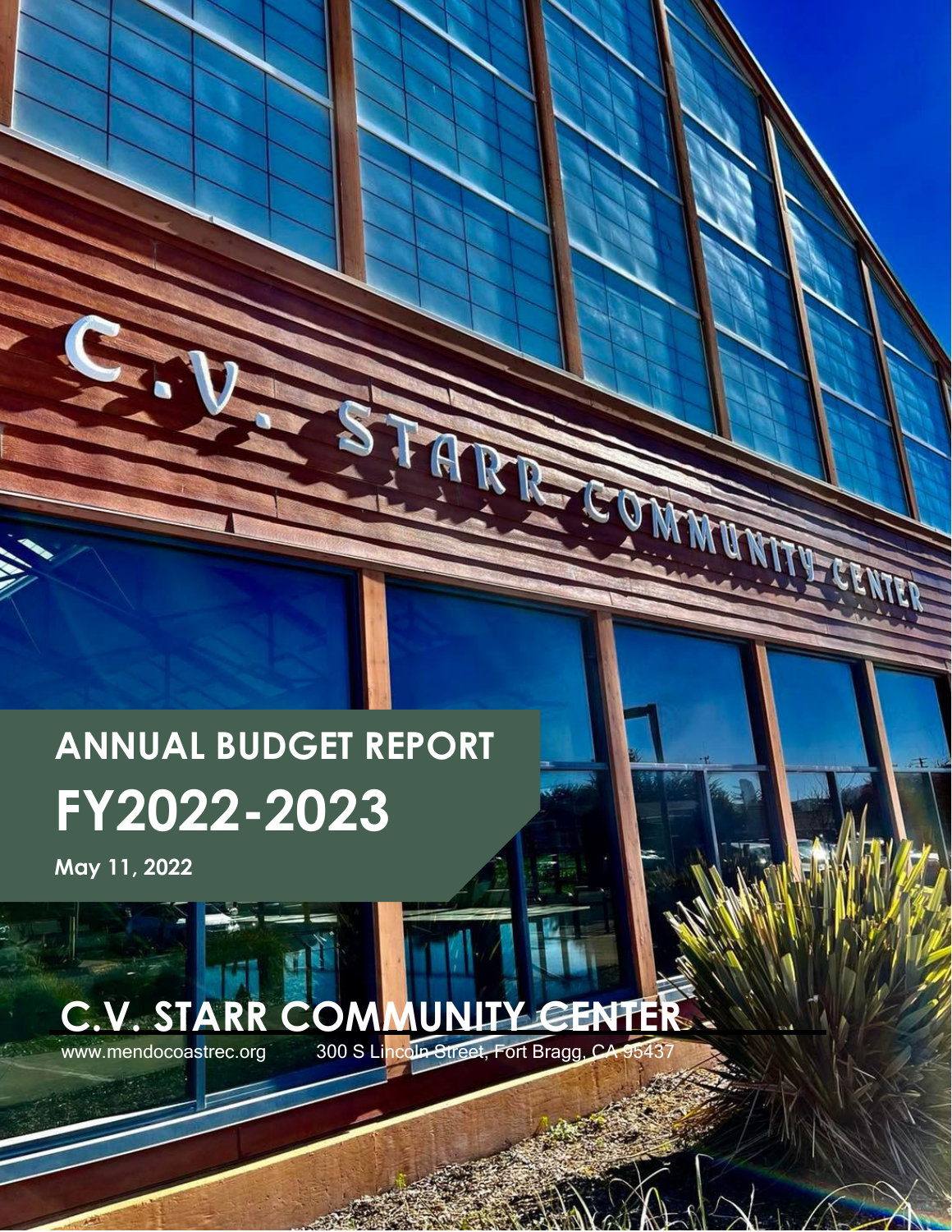# ANNUAL BUDGET REPORT

# FY2022-2023

**May 11, 2022**

## C.V. STARR COMMUNITY CENTER

www.mendocoastrec.org 300 S Lincoln Street, Fort Bragg, CA 95437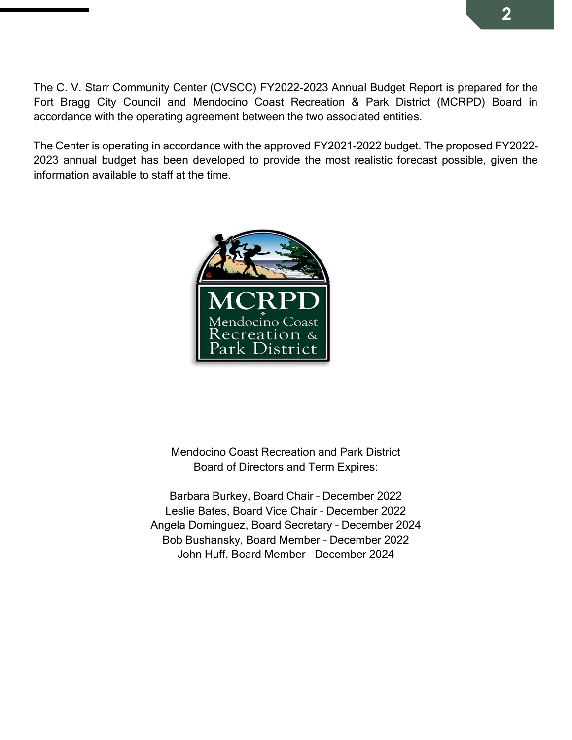The C. V. Starr Community Center (CVSCC) FY2022-2023 Annual Budget Report is prepared for the Fort Bragg City Council and Mendocino Coast Recreation & Park District (MCRPD) Board in accordance with the operating agreement between the two associated entities.

The Center is operating in accordance with the approved FY2021-2022 budget. The proposed FY2022-2023 annual budget has been developed to provide the most realistic forecast possible, given the information available to staff at the time.

Mendocino Coast Recreation and Park District
Board of Directors and Term Expires:

Barbara Burkey, Board Chair – December 2022
Leslie Bates, Board Vice Chair – December 2022
Angela Dominguez, Board Secretary – December 2024
Bob Bushansky, Board Member – December 2022
John Huff, Board Member – December 2024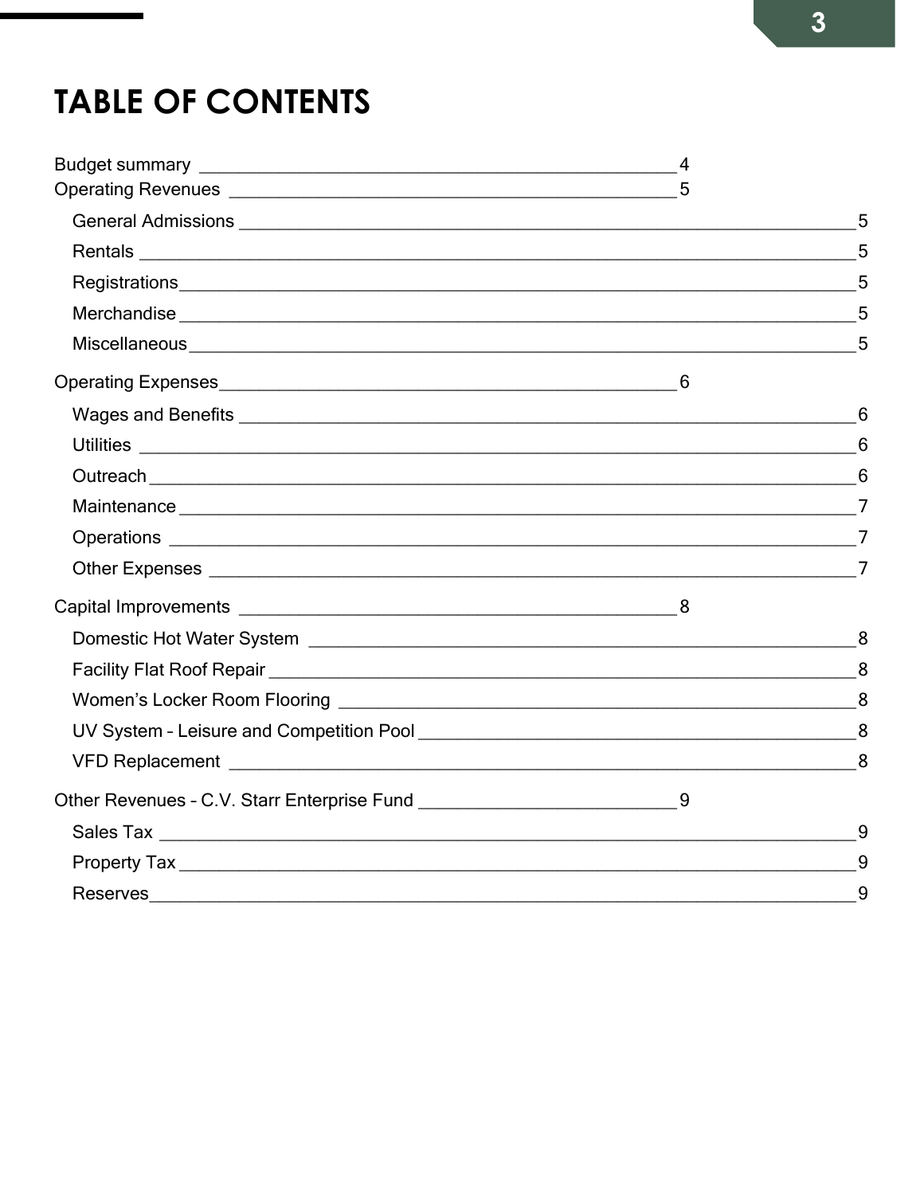# TABLE OF CONTENTS

Budget summary ____ 4

Operating Revenues ____ 5

- General Admissions ____ 5
- Rentals ____ 5
- Registrations ____ 5
- Merchandise ____ 5
- Miscellaneous ____ 5

Operating Expenses ____ 6

- Wages and Benefits ____ 6
- Utilities ____ 6
- Outreach ____ 6
- Maintenance ____ 7
- Operations ____ 7
- Other Expenses ____ 7

Capital Improvements ____ 8

- Domestic Hot Water System ____ 8
- Facility Flat Roof Repair ____ 8
- Women's Locker Room Flooring ____ 8
- UV System – Leisure and Competition Pool ____ 8
- VFD Replacement ____ 8

Other Revenues – C.V. Starr Enterprise Fund ____ 9

- Sales Tax ____ 9
- Property Tax ____ 9
- Reserves ____ 9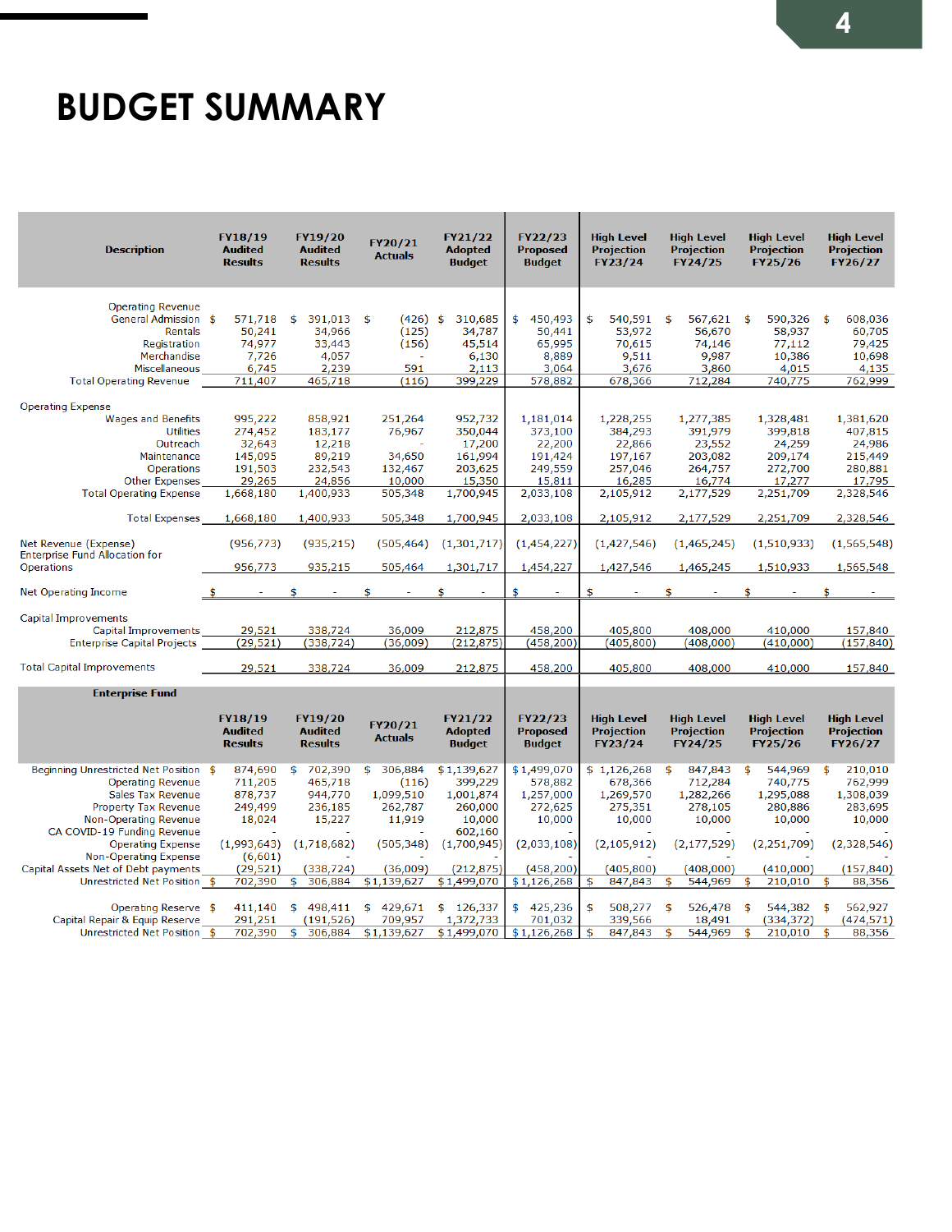# BUDGET SUMMARY

| Description | FY18/19 Audited Results | FY19/20 Audited Results | FY20/21 Actuals | FY21/22 Adopted Budget | FY22/23 Proposed Budget | High Level Projection FY23/24 | High Level Projection FY24/25 | High Level Projection FY25/26 | High Level Projection FY26/27 |
|---|---|---|---|---|---|---|---|---|---|
| Operating Revenue | | | | | | | | | |
| General Admission | $ 571,718 | $ 391,013 | $ (426) | $ 310,685 | $ 450,493 | $ 540,591 | $ 567,621 | $ 590,326 | $ 608,036 |
| Rentals | 50,241 | 34,966 | (125) | 34,787 | 50,441 | 53,972 | 56,670 | 58,937 | 60,705 |
| Registration | 74,977 | 33,443 | (156) | 45,514 | 65,995 | 70,615 | 74,146 | 77,112 | 79,425 |
| Merchandise | 7,726 | 4,057 | - | 6,130 | 8,889 | 9,511 | 9,987 | 10,386 | 10,698 |
| Miscellaneous | 6,745 | 2,239 | 591 | 2,113 | 3,064 | 3,676 | 3,860 | 4,015 | 4,135 |
| Total Operating Revenue | 711,407 | 465,718 | (116) | 399,229 | 578,882 | 678,366 | 712,284 | 740,775 | 762,999 |
| Operating Expense | | | | | | | | | |
| Wages and Benefits | 995,222 | 858,921 | 251,264 | 952,732 | 1,181,014 | 1,228,255 | 1,277,385 | 1,328,481 | 1,381,620 |
| Utilities | 274,452 | 183,177 | 76,967 | 350,044 | 373,100 | 384,293 | 391,979 | 399,818 | 407,815 |
| Outreach | 32,643 | 12,218 | - | 17,200 | 22,200 | 22,866 | 23,552 | 24,259 | 24,986 |
| Maintenance | 145,095 | 89,219 | 34,650 | 161,994 | 191,424 | 197,167 | 203,082 | 209,174 | 215,449 |
| Operations | 191,503 | 232,543 | 132,467 | 203,625 | 249,559 | 257,046 | 264,757 | 272,700 | 280,881 |
| Other Expenses | 29,265 | 24,856 | 10,000 | 15,350 | 15,811 | 16,285 | 16,774 | 17,277 | 17,795 |
| Total Operating Expense | 1,668,180 | 1,400,933 | 505,348 | 1,700,945 | 2,033,108 | 2,105,912 | 2,177,529 | 2,251,709 | 2,328,546 |
| Total Expenses | 1,668,180 | 1,400,933 | 505,348 | 1,700,945 | 2,033,108 | 2,105,912 | 2,177,529 | 2,251,709 | 2,328,546 |
| Net Revenue (Expense) | (956,773) | (935,215) | (505,464) | (1,301,717) | (1,454,227) | (1,427,546) | (1,465,245) | (1,510,933) | (1,565,548) |
| Enterprise Fund Allocation for Operations | 956,773 | 935,215 | 505,464 | 1,301,717 | 1,454,227 | 1,427,546 | 1,465,245 | 1,510,933 | 1,565,548 |
| Net Operating Income | $ - | $ - | $ - | $ - | $ - | $ - | $ - | $ - | $ - |
| Capital Improvements | | | | | | | | | |
| Capital Improvements | 29,521 | 338,724 | 36,009 | 212,875 | 458,200 | 405,800 | 408,000 | 410,000 | 157,840 |
| Enterprise Capital Projects | (29,521) | (338,724) | (36,009) | (212,875) | (458,200) | (405,800) | (408,000) | (410,000) | (157,840) |
| Total Capital Improvements | 29,521 | 338,724 | 36,009 | 212,875 | 458,200 | 405,800 | 408,000 | 410,000 | 157,840 |

**Enterprise Fund**

| | FY18/19 Audited Results | FY19/20 Audited Results | FY20/21 Actuals | FY21/22 Adopted Budget | FY22/23 Proposed Budget | High Level Projection FY23/24 | High Level Projection FY24/25 | High Level Projection FY25/26 | High Level Projection FY26/27 |
|---|---|---|---|---|---|---|---|---|---|
| Beginning Unrestricted Net Position | $ 874,690 | $ 702,390 | $ 306,884 | $ 1,139,627 | $ 1,499,070 | $ 1,126,268 | $ 847,843 | $ 544,969 | $ 210,010 |
| Operating Revenue | 711,205 | 465,718 | (116) | 399,229 | 578,882 | 678,366 | 712,284 | 740,775 | 762,999 |
| Sales Tax Revenue | 878,737 | 944,770 | 1,099,510 | 1,001,874 | 1,257,000 | 1,269,570 | 1,282,266 | 1,295,088 | 1,308,039 |
| Property Tax Revenue | 249,499 | 236,185 | 262,787 | 260,000 | 272,625 | 275,351 | 278,105 | 280,886 | 283,695 |
| Non-Operating Revenue | 18,024 | 15,227 | 11,919 | 10,000 | 10,000 | 10,000 | 10,000 | 10,000 | 10,000 |
| CA COVID-19 Funding Revenue | - | - | - | 602,160 | - | - | - | - | - |
| Operating Expense | (1,993,643) | (1,718,682) | (505,348) | (1,700,945) | (2,033,108) | (2,105,912) | (2,177,529) | (2,251,709) | (2,328,546) |
| Non-Operating Expense | (6,601) | - | - | - | - | - | - | - | - |
| Capital Assets Net of Debt payments | (29,521) | (338,724) | (36,009) | (212,875) | (458,200) | (405,800) | (408,000) | (410,000) | (157,840) |
| Unrestricted Net Position | $ 702,390 | $ 306,884 | $1,139,627 | $ 1,499,070 | $ 1,126,268 | $ 847,843 | $ 544,969 | $ 210,010 | $ 88,356 |
| Operating Reserve | $ 411,140 | $ 498,411 | $ 429,671 | $ 126,337 | $ 425,236 | $ 508,277 | $ 526,478 | $ 544,382 | $ 562,927 |
| Capital Repair & Equip Reserve | 291,251 | (191,526) | 709,957 | 1,372,733 | 701,032 | 339,566 | 18,491 | (334,372) | (474,571) |
| Unrestricted Net Position | $ 702,390 | $ 306,884 | $1,139,627 | $ 1,499,070 | $ 1,126,268 | $ 847,843 | $ 544,969 | $ 210,010 | $ 88,356 |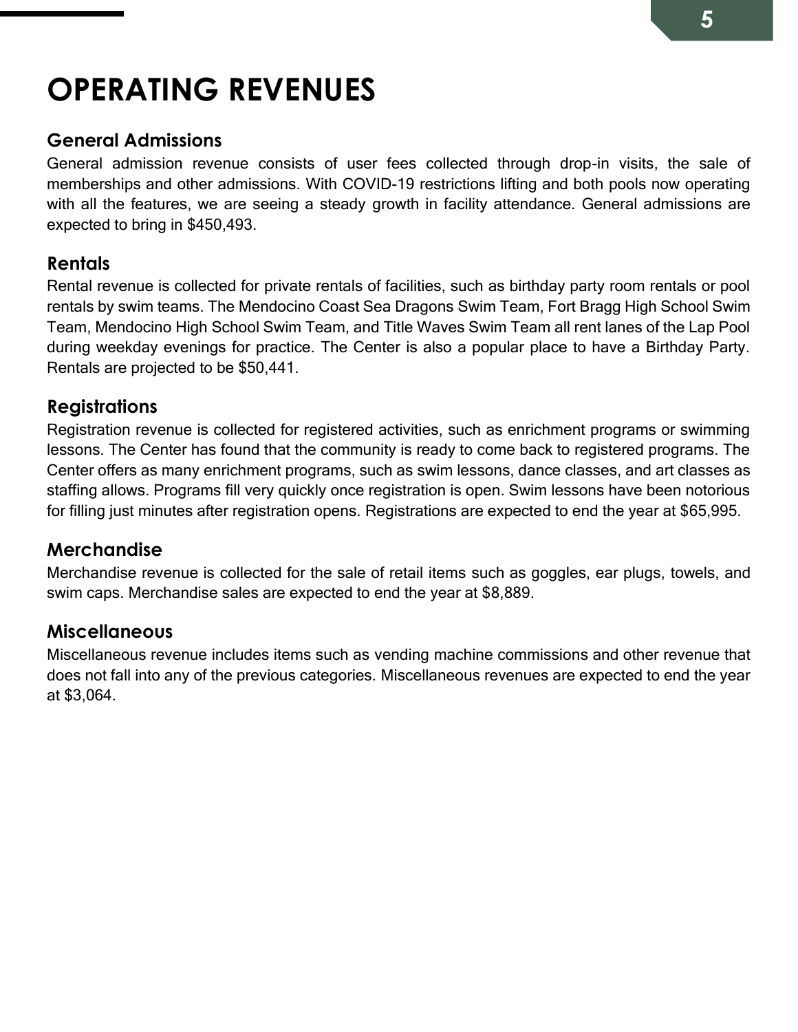# OPERATING REVENUES

## General Admissions

General admission revenue consists of user fees collected through drop-in visits, the sale of memberships and other admissions. With COVID-19 restrictions lifting and both pools now operating with all the features, we are seeing a steady growth in facility attendance. General admissions are expected to bring in $450,493.

## Rentals

Rental revenue is collected for private rentals of facilities, such as birthday party room rentals or pool rentals by swim teams. The Mendocino Coast Sea Dragons Swim Team, Fort Bragg High School Swim Team, Mendocino High School Swim Team, and Title Waves Swim Team all rent lanes of the Lap Pool during weekday evenings for practice. The Center is also a popular place to have a Birthday Party. Rentals are projected to be $50,441.

## Registrations

Registration revenue is collected for registered activities, such as enrichment programs or swimming lessons. The Center has found that the community is ready to come back to registered programs. The Center offers as many enrichment programs, such as swim lessons, dance classes, and art classes as staffing allows. Programs fill very quickly once registration is open. Swim lessons have been notorious for filling just minutes after registration opens. Registrations are expected to end the year at $65,995.

## Merchandise

Merchandise revenue is collected for the sale of retail items such as goggles, ear plugs, towels, and swim caps. Merchandise sales are expected to end the year at $8,889.

## Miscellaneous

Miscellaneous revenue includes items such as vending machine commissions and other revenue that does not fall into any of the previous categories. Miscellaneous revenues are expected to end the year at $3,064.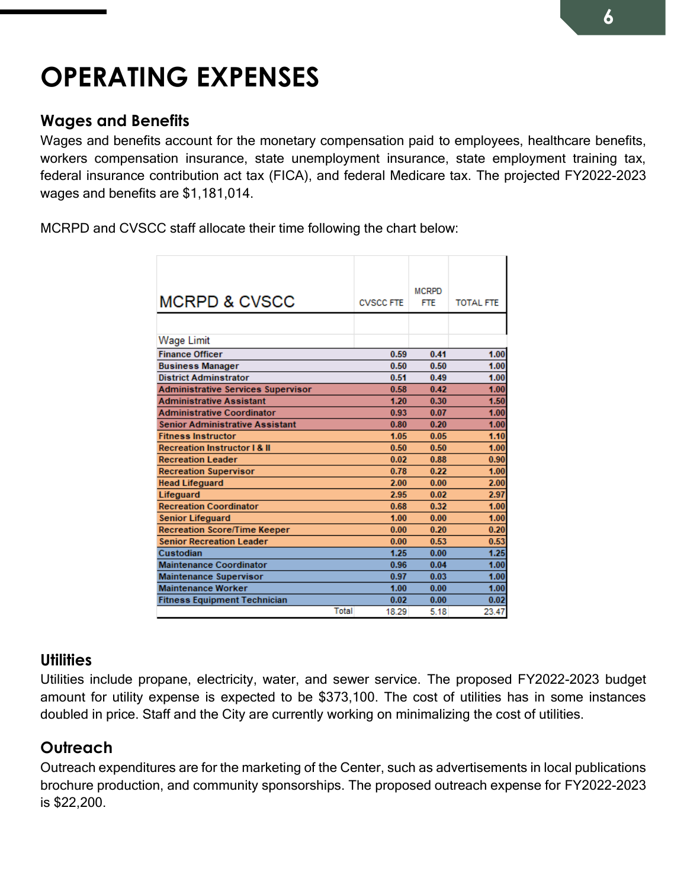# OPERATING EXPENSES

## Wages and Benefits

Wages and benefits account for the monetary compensation paid to employees, healthcare benefits, workers compensation insurance, state unemployment insurance, state employment training tax, federal insurance contribution act tax (FICA), and federal Medicare tax. The projected FY2022-2023 wages and benefits are $1,181,014.

MCRPD and CVSCC staff allocate their time following the chart below:

| MCRPD & CVSCC | CVSCC FTE | MCRPD FTE | TOTAL FTE |
|---|---|---|---|
| Wage Limit | | | |
| Finance Officer | 0.59 | 0.41 | 1.00 |
| Business Manager | 0.50 | 0.50 | 1.00 |
| District Adminstrator | 0.51 | 0.49 | 1.00 |
| Administrative Services Supervisor | 0.58 | 0.42 | 1.00 |
| Administrative Assistant | 1.20 | 0.30 | 1.50 |
| Administrative Coordinator | 0.93 | 0.07 | 1.00 |
| Senior Administrative Assistant | 0.80 | 0.20 | 1.00 |
| Fitness Instructor | 1.05 | 0.05 | 1.10 |
| Recreation Instructor I & II | 0.50 | 0.50 | 1.00 |
| Recreation Leader | 0.02 | 0.88 | 0.90 |
| Recreation Supervisor | 0.78 | 0.22 | 1.00 |
| Head Lifeguard | 2.00 | 0.00 | 2.00 |
| Lifeguard | 2.95 | 0.02 | 2.97 |
| Recreation Coordinator | 0.68 | 0.32 | 1.00 |
| Senior Lifeguard | 1.00 | 0.00 | 1.00 |
| Recreation Score/Time Keeper | 0.00 | 0.20 | 0.20 |
| Senior Recreation Leader | 0.00 | 0.53 | 0.53 |
| Custodian | 1.25 | 0.00 | 1.25 |
| Maintenance Coordinator | 0.96 | 0.04 | 1.00 |
| Maintenance Supervisor | 0.97 | 0.03 | 1.00 |
| Maintenance Worker | 1.00 | 0.00 | 1.00 |
| Fitness Equipment Technician | 0.02 | 0.00 | 0.02 |
| Total | 18.29 | 5.18 | 23.47 |

## Utilities

Utilities include propane, electricity, water, and sewer service. The proposed FY2022-2023 budget amount for utility expense is expected to be $373,100. The cost of utilities has in some instances doubled in price. Staff and the City are currently working on minimalizing the cost of utilities.

## Outreach

Outreach expenditures are for the marketing of the Center, such as advertisements in local publications brochure production, and community sponsorships. The proposed outreach expense for FY2022-2023 is $22,200.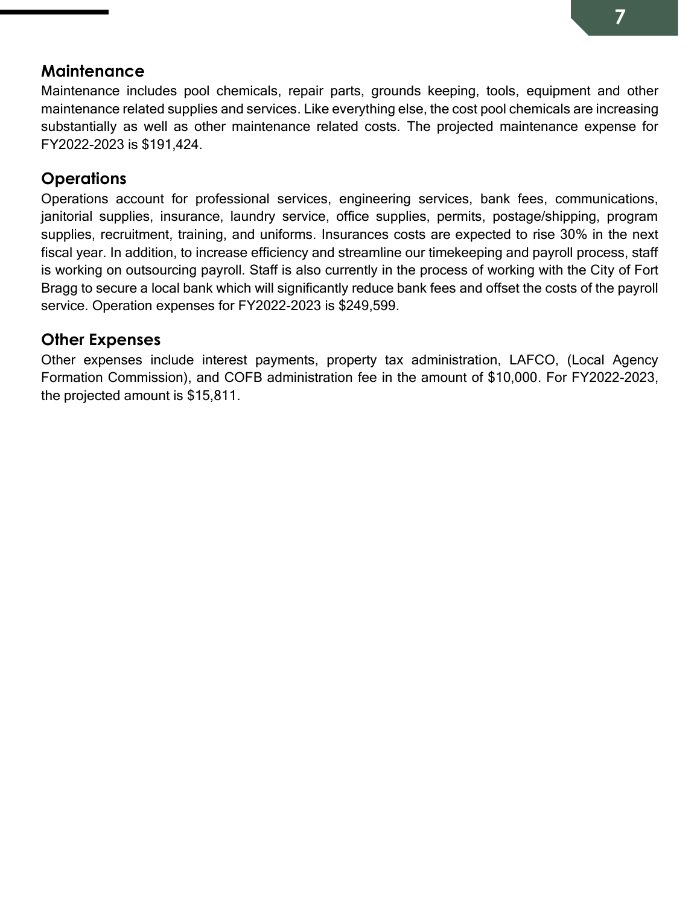### Maintenance

Maintenance includes pool chemicals, repair parts, grounds keeping, tools, equipment and other maintenance related supplies and services. Like everything else, the cost pool chemicals are increasing substantially as well as other maintenance related costs. The projected maintenance expense for FY2022-2023 is $191,424.

### Operations

Operations account for professional services, engineering services, bank fees, communications, janitorial supplies, insurance, laundry service, office supplies, permits, postage/shipping, program supplies, recruitment, training, and uniforms. Insurances costs are expected to rise 30% in the next fiscal year. In addition, to increase efficiency and streamline our timekeeping and payroll process, staff is working on outsourcing payroll. Staff is also currently in the process of working with the City of Fort Bragg to secure a local bank which will significantly reduce bank fees and offset the costs of the payroll service. Operation expenses for FY2022-2023 is $249,599.

### Other Expenses

Other expenses include interest payments, property tax administration, LAFCO, (Local Agency Formation Commission), and COFB administration fee in the amount of $10,000. For FY2022-2023, the projected amount is $15,811.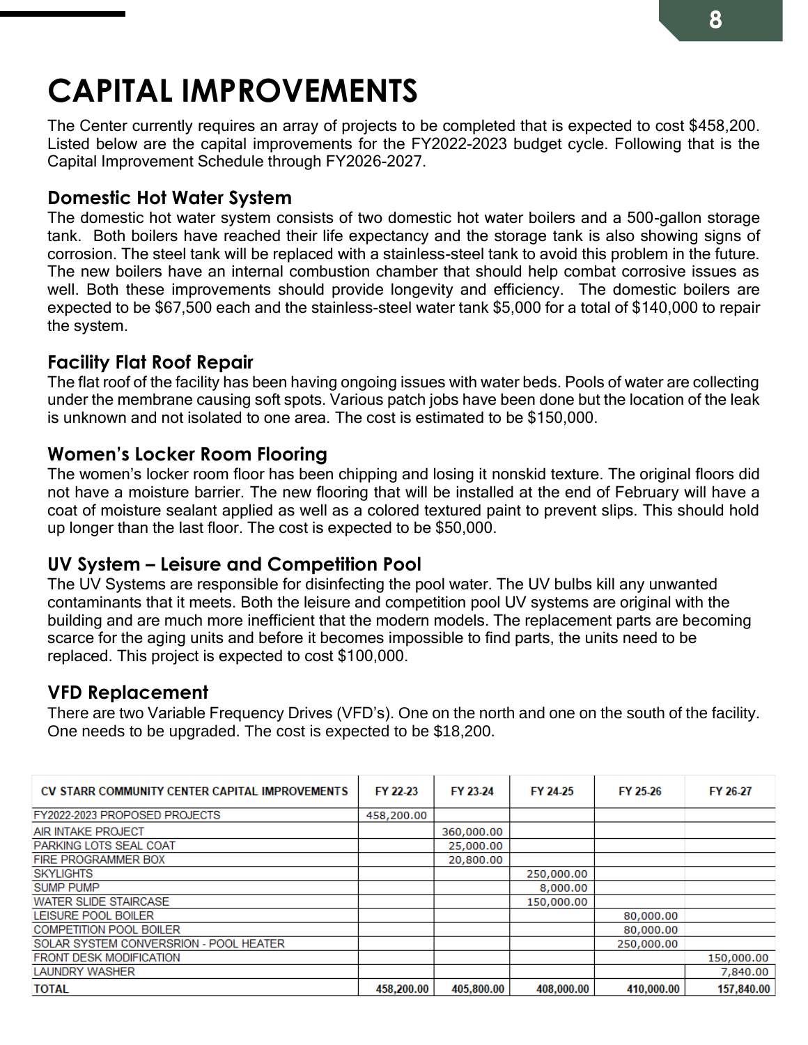# CAPITAL IMPROVEMENTS

The Center currently requires an array of projects to be completed that is expected to cost $458,200. Listed below are the capital improvements for the FY2022-2023 budget cycle. Following that is the Capital Improvement Schedule through FY2026-2027.

## Domestic Hot Water System

The domestic hot water system consists of two domestic hot water boilers and a 500-gallon storage tank. Both boilers have reached their life expectancy and the storage tank is also showing signs of corrosion. The steel tank will be replaced with a stainless-steel tank to avoid this problem in the future. The new boilers have an internal combustion chamber that should help combat corrosive issues as well. Both these improvements should provide longevity and efficiency. The domestic boilers are expected to be $67,500 each and the stainless-steel water tank $5,000 for a total of $140,000 to repair the system.

## Facility Flat Roof Repair

The flat roof of the facility has been having ongoing issues with water beds. Pools of water are collecting under the membrane causing soft spots. Various patch jobs have been done but the location of the leak is unknown and not isolated to one area. The cost is estimated to be $150,000.

## Women's Locker Room Flooring

The women's locker room floor has been chipping and losing it nonskid texture. The original floors did not have a moisture barrier. The new flooring that will be installed at the end of February will have a coat of moisture sealant applied as well as a colored textured paint to prevent slips. This should hold up longer than the last floor. The cost is expected to be $50,000.

## UV System – Leisure and Competition Pool

The UV Systems are responsible for disinfecting the pool water. The UV bulbs kill any unwanted contaminants that it meets. Both the leisure and competition pool UV systems are original with the building and are much more inefficient that the modern models. The replacement parts are becoming scarce for the aging units and before it becomes impossible to find parts, the units need to be replaced. This project is expected to cost $100,000.

## VFD Replacement

There are two Variable Frequency Drives (VFD's). One on the north and one on the south of the facility. One needs to be upgraded. The cost is expected to be $18,200.

| CV STARR COMMUNITY CENTER CAPITAL IMPROVEMENTS | FY 22-23 | FY 23-24 | FY 24-25 | FY 25-26 | FY 26-27 |
|---|---|---|---|---|---|
| FY2022-2023 PROPOSED PROJECTS | 458,200.00 | | | | |
| AIR INTAKE PROJECT | | 360,000.00 | | | |
| PARKING LOTS SEAL COAT | | 25,000.00 | | | |
| FIRE PROGRAMMER BOX | | 20,800.00 | | | |
| SKYLIGHTS | | | 250,000.00 | | |
| SUMP PUMP | | | 8,000.00 | | |
| WATER SLIDE STAIRCASE | | | 150,000.00 | | |
| LEISURE POOL BOILER | | | | 80,000.00 | |
| COMPETITION POOL BOILER | | | | 80,000.00 | |
| SOLAR SYSTEM CONVERSRION - POOL HEATER | | | | 250,000.00 | |
| FRONT DESK MODIFICATION | | | | | 150,000.00 |
| LAUNDRY WASHER | | | | | 7,840.00 |
| **TOTAL** | **458,200.00** | **405,800.00** | **408,000.00** | **410,000.00** | **157,840.00** |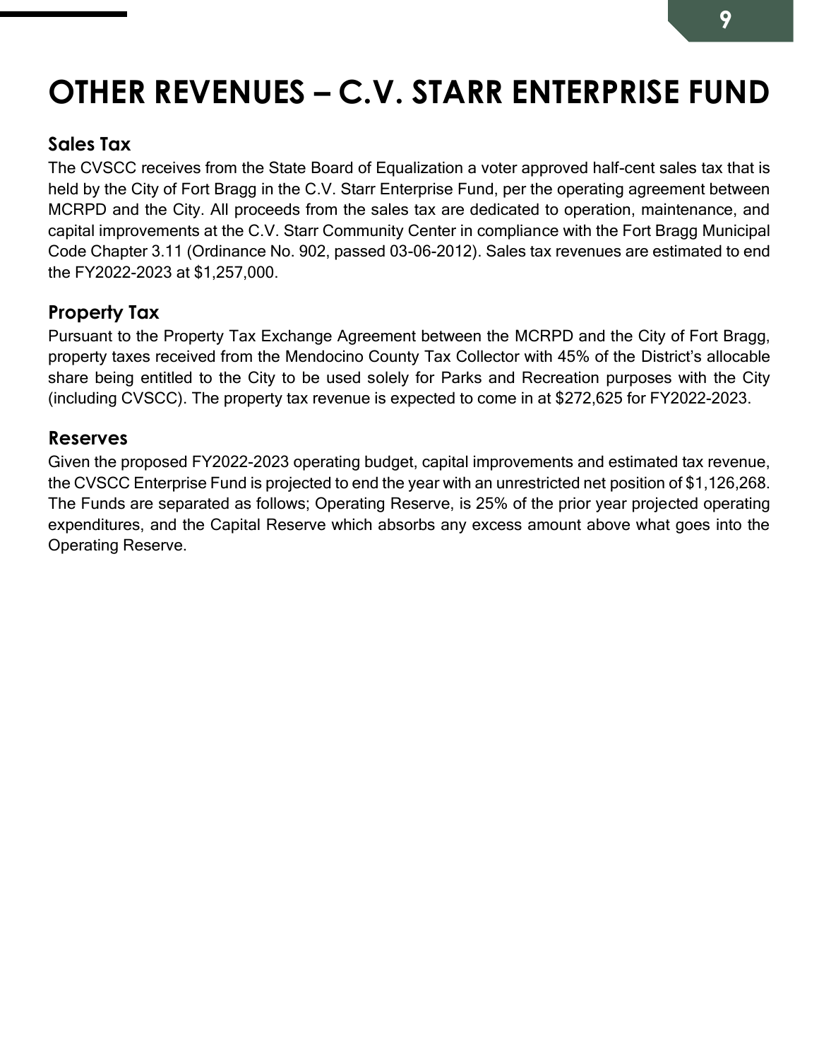# OTHER REVENUES – C.V. STARR ENTERPRISE FUND

## Sales Tax

The CVSCC receives from the State Board of Equalization a voter approved half-cent sales tax that is held by the City of Fort Bragg in the C.V. Starr Enterprise Fund, per the operating agreement between MCRPD and the City. All proceeds from the sales tax are dedicated to operation, maintenance, and capital improvements at the C.V. Starr Community Center in compliance with the Fort Bragg Municipal Code Chapter 3.11 (Ordinance No. 902, passed 03-06-2012). Sales tax revenues are estimated to end the FY2022-2023 at $1,257,000.

## Property Tax

Pursuant to the Property Tax Exchange Agreement between the MCRPD and the City of Fort Bragg, property taxes received from the Mendocino County Tax Collector with 45% of the District's allocable share being entitled to the City to be used solely for Parks and Recreation purposes with the City (including CVSCC). The property tax revenue is expected to come in at $272,625 for FY2022-2023.

## Reserves

Given the proposed FY2022-2023 operating budget, capital improvements and estimated tax revenue, the CVSCC Enterprise Fund is projected to end the year with an unrestricted net position of $1,126,268. The Funds are separated as follows; Operating Reserve, is 25% of the prior year projected operating expenditures, and the Capital Reserve which absorbs any excess amount above what goes into the Operating Reserve.